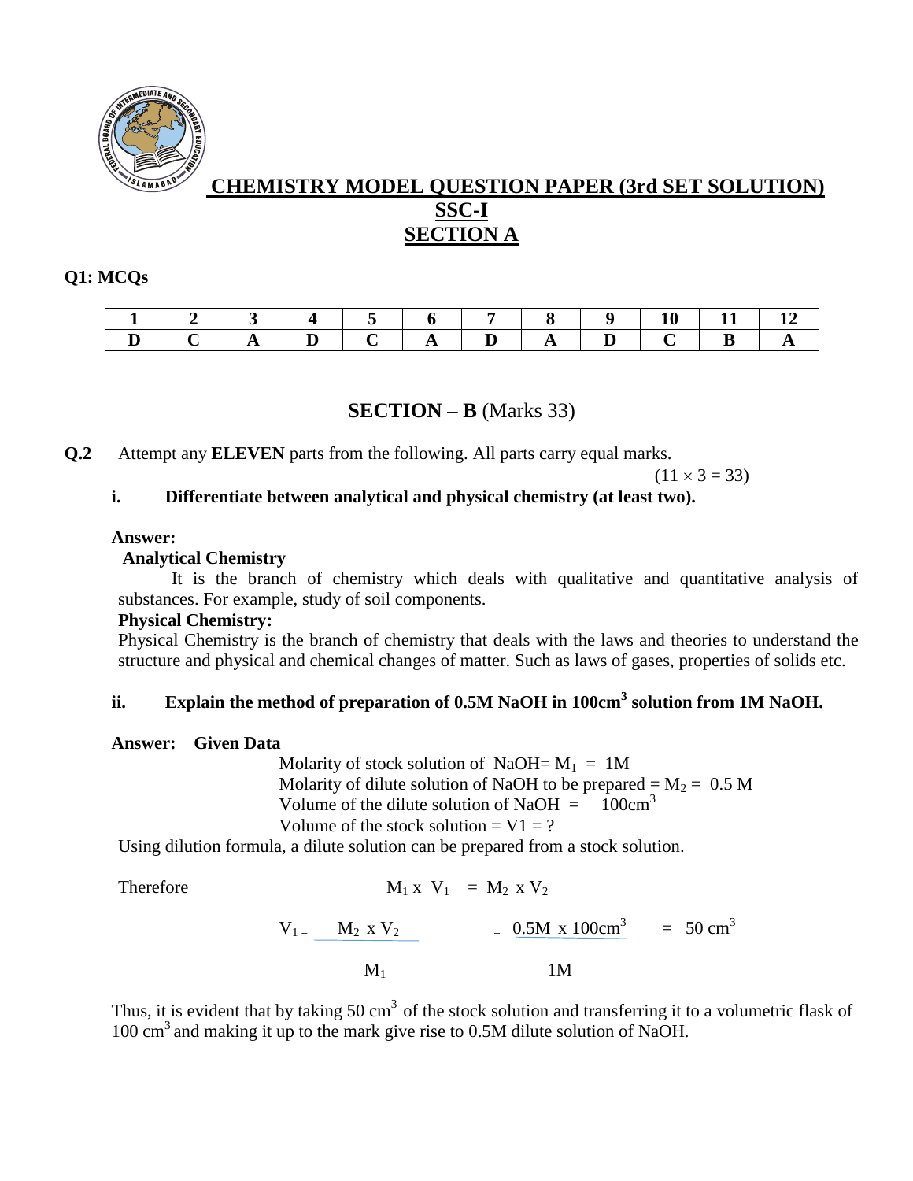# CHEMISTRY MODEL QUESTION PAPER (3rd SET SOLUTION)

## SSC-I

## SECTION A

**Q1: MCQs**

| 1 | 2 | 3 | 4 | 5 | 6 | 7 | 8 | 9 | 10 | 11 | 12 |
|---|---|---|---|---|---|---|---|---|---|---|---|
| D | C | A | D | C | A | D | A | D | C | B | A |

## SECTION – B (Marks 33)

**Q.2** Attempt any **ELEVEN** parts from the following. All parts carry equal marks.

$(11 \times 3 = 33)$

**i. Differentiate between analytical and physical chemistry (at least two).**

**Answer:**

**Analytical Chemistry**

It is the branch of chemistry which deals with qualitative and quantitative analysis of substances. For example, study of soil components.

**Physical Chemistry:**

Physical Chemistry is the branch of chemistry that deals with the laws and theories to understand the structure and physical and chemical changes of matter. Such as laws of gases, properties of solids etc.

**ii. Explain the method of preparation of 0.5M NaOH in 100cm$^3$ solution from 1M NaOH.**

**Answer: Given Data**

Molarity of stock solution of NaOH= $M_1$ = 1M

Molarity of dilute solution of NaOH to be prepared = $M_2$ = 0.5 M

Volume of the dilute solution of NaOH = 100cm$^3$

Volume of the stock solution = V1 = ?

Using dilution formula, a dilute solution can be prepared from a stock solution.

Therefore

$$M_1 \times V_1 = M_2 \times V_2$$

$$V_1 = \frac{M_2 \times V_2}{M_1} = \frac{0.5M \times 100cm^3}{1M} = 50 \text{ cm}^3$$

Thus, it is evident that by taking 50 cm$^3$ of the stock solution and transferring it to a volumetric flask of 100 cm$^3$ and making it up to the mark give rise to 0.5M dilute solution of NaOH.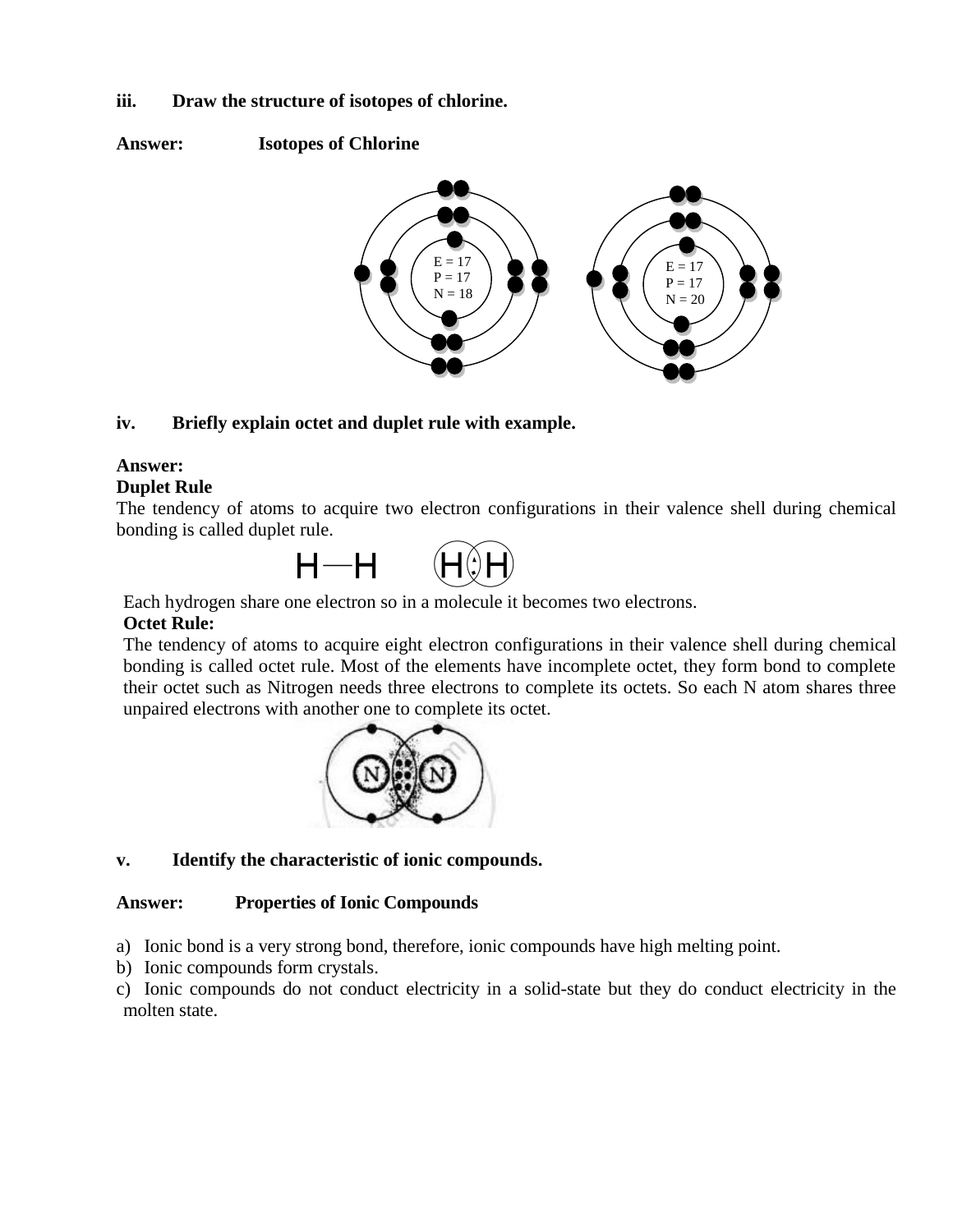**iii. Draw the structure of isotopes of chlorine.**

**Answer:** **Isotopes of Chlorine**

E = 17
P = 17
N = 18

E = 17
P = 17
N = 20

**iv. Briefly explain octet and duplet rule with example.**

**Answer:**

**Duplet Rule**

The tendency of atoms to acquire two electron configurations in their valence shell during chemical bonding is called duplet rule.

H—H H:H

Each hydrogen share one electron so in a molecule it becomes two electrons.

**Octet Rule:**

The tendency of atoms to acquire eight electron configurations in their valence shell during chemical bonding is called octet rule. Most of the elements have incomplete octet, they form bond to complete their octet such as Nitrogen needs three electrons to complete its octets. So each N atom shares three unpaired electrons with another one to complete its octet.

**v. Identify the characteristic of ionic compounds.**

**Answer:** **Properties of Ionic Compounds**

a) Ionic bond is a very strong bond, therefore, ionic compounds have high melting point.
b) Ionic compounds form crystals.
c) Ionic compounds do not conduct electricity in a solid-state but they do conduct electricity in the molten state.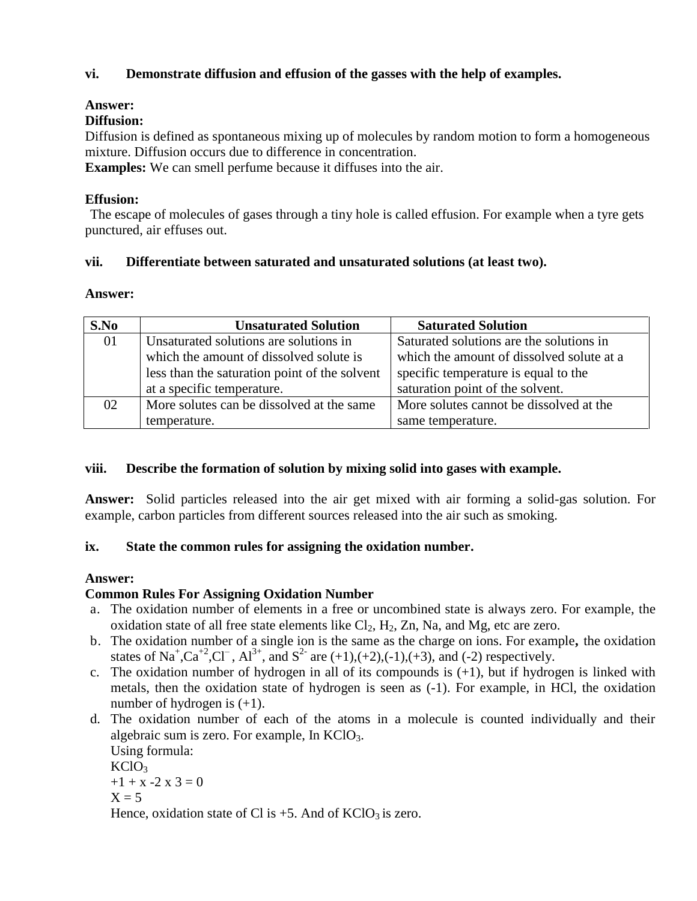**vi. Demonstrate diffusion and effusion of the gasses with the help of examples.**

**Answer:**

**Diffusion:**

Diffusion is defined as spontaneous mixing up of molecules by random motion to form a homogeneous mixture. Diffusion occurs due to difference in concentration.

**Examples:** We can smell perfume because it diffuses into the air.

**Effusion:**

The escape of molecules of gases through a tiny hole is called effusion. For example when a tyre gets punctured, air effuses out.

**vii. Differentiate between saturated and unsaturated solutions (at least two).**

**Answer:**

| S.No | Unsaturated Solution | Saturated Solution |
|---|---|---|
| 01 | Unsaturated solutions are solutions in which the amount of dissolved solute is less than the saturation point of the solvent at a specific temperature. | Saturated solutions are the solutions in which the amount of dissolved solute at a specific temperature is equal to the saturation point of the solvent. |
| 02 | More solutes can be dissolved at the same temperature. | More solutes cannot be dissolved at the same temperature. |

**viii. Describe the formation of solution by mixing solid into gases with example.**

**Answer:** Solid particles released into the air get mixed with air forming a solid-gas solution. For example, carbon particles from different sources released into the air such as smoking.

**ix. State the common rules for assigning the oxidation number.**

**Answer:**

**Common Rules For Assigning Oxidation Number**

a. The oxidation number of elements in a free or uncombined state is always zero. For example, the oxidation state of all free state elements like $Cl_2$, $H_2$, Zn, Na, and Mg, etc are zero.

b. The oxidation number of a single ion is the same as the charge on ions. For example**,** the oxidation states of $Na^+$,$Ca^{+2}$,$Cl^-$ , $Al^{3+}$, and $S^{2-}$ are (+1),(+2),(-1),(+3), and (-2) respectively.

c. The oxidation number of hydrogen in all of its compounds is (+1), but if hydrogen is linked with metals, then the oxidation state of hydrogen is seen as (-1). For example, in HCl, the oxidation number of hydrogen is (+1).

d. The oxidation number of each of the atoms in a molecule is counted individually and their algebraic sum is zero. For example, In $KClO_3$.

   Using formula:

   $KClO_3$

   $+1 + x - 2 \times 3 = 0$

   $X = 5$

   Hence, oxidation state of Cl is +5. And of $KClO_3$ is zero.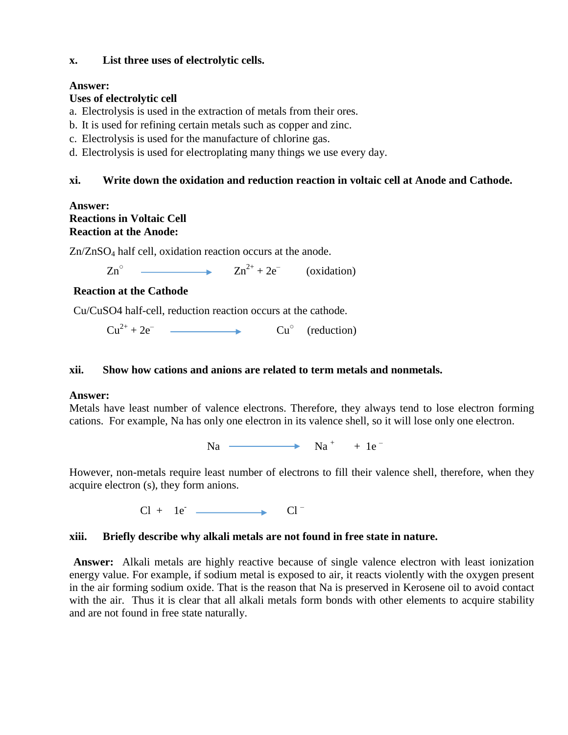**x. List three uses of electrolytic cells.**

**Answer:**

**Uses of electrolytic cell**

a. Electrolysis is used in the extraction of metals from their ores.
b. It is used for refining certain metals such as copper and zinc.
c. Electrolysis is used for the manufacture of chlorine gas.
d. Electrolysis is used for electroplating many things we use every day.

**xi. Write down the oxidation and reduction reaction in voltaic cell at Anode and Cathode.**

**Answer:**

**Reactions in Voltaic Cell**

**Reaction at the Anode:**

$Zn/ZnSO_4$ half cell, oxidation reaction occurs at the anode.

$$Zn^{\circ} \longrightarrow Zn^{2+} + 2e^{-} \quad \text{(oxidation)}$$

**Reaction at the Cathode**

Cu/CuSO4 half-cell, reduction reaction occurs at the cathode.

$$Cu^{2+} + 2e^{-} \longrightarrow Cu^{\circ} \quad \text{(reduction)}$$

**xii. Show how cations and anions are related to term metals and nonmetals.**

**Answer:**

Metals have least number of valence electrons. Therefore, they always tend to lose electron forming cations. For example, Na has only one electron in its valence shell, so it will lose only one electron.

$$Na \longrightarrow Na^{+} + 1e^{-}$$

However, non-metals require least number of electrons to fill their valence shell, therefore, when they acquire electron (s), they form anions.

$$Cl + 1e^{-} \longrightarrow Cl^{-}$$

**xiii. Briefly describe why alkali metals are not found in free state in nature.**

**Answer:** Alkali metals are highly reactive because of single valence electron with least ionization energy value. For example, if sodium metal is exposed to air, it reacts violently with the oxygen present in the air forming sodium oxide. That is the reason that Na is preserved in Kerosene oil to avoid contact with the air. Thus it is clear that all alkali metals form bonds with other elements to acquire stability and are not found in free state naturally.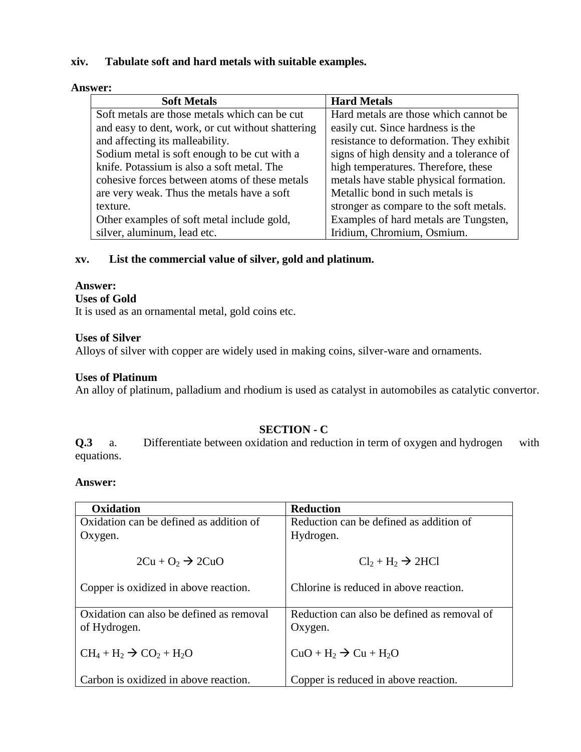**xiv. Tabulate soft and hard metals with suitable examples.**

**Answer:**

| Soft Metals | Hard Metals |
|---|---|
| Soft metals are those metals which can be cut and easy to dent, work, or cut without shattering and affecting its malleability. Sodium metal is soft enough to be cut with a knife. Potassium is also a soft metal. The cohesive forces between atoms of these metals are very weak. Thus the metals have a soft texture. Other examples of soft metal include gold, silver, aluminum, lead etc. | Hard metals are those which cannot be easily cut. Since hardness is the resistance to deformation. They exhibit signs of high density and a tolerance of high temperatures. Therefore, these metals have stable physical formation. Metallic bond in such metals is stronger as compare to the soft metals. Examples of hard metals are Tungsten, Iridium, Chromium, Osmium. |

**xv. List the commercial value of silver, gold and platinum.**

**Answer:**

**Uses of Gold**

It is used as an ornamental metal, gold coins etc.

**Uses of Silver**

Alloys of silver with copper are widely used in making coins, silver-ware and ornaments.

**Uses of Platinum**

An alloy of platinum, palladium and rhodium is used as catalyst in automobiles as catalytic convertor.

## SECTION - C

**Q.3** a. Differentiate between oxidation and reduction in term of oxygen and hydrogen with equations.

**Answer:**

| Oxidation | Reduction |
|---|---|
| Oxidation can be defined as addition of Oxygen. $2Cu + O_2 \rightarrow 2CuO$ Copper is oxidized in above reaction. | Reduction can be defined as addition of Hydrogen. $Cl_2 + H_2 \rightarrow 2HCl$ Chlorine is reduced in above reaction. |
| Oxidation can also be defined as removal of Hydrogen. $CH_4 + H_2 \rightarrow CO_2 + H_2O$ Carbon is oxidized in above reaction. | Reduction can also be defined as removal of Oxygen. $CuO + H_2 \rightarrow Cu + H_2O$ Copper is reduced in above reaction. |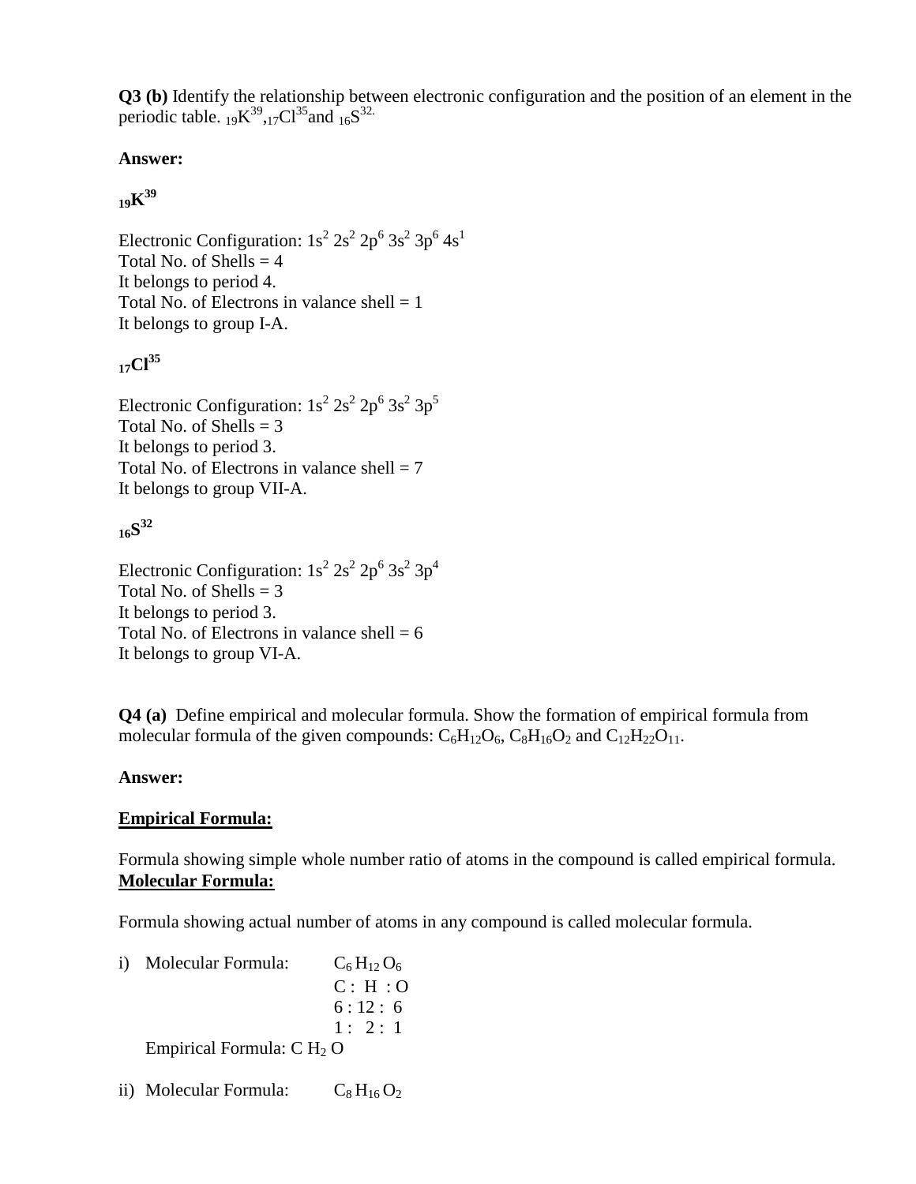**Q3 (b)** Identify the relationship between electronic configuration and the position of an element in the periodic table. ${}_{19}K^{39}$, ${}_{17}Cl^{35}$ and ${}_{16}S^{32.}$

**Answer:**

**${}_{19}K^{39}$**

Electronic Configuration: $1s^2\ 2s^2\ 2p^6\ 3s^2\ 3p^6\ 4s^1$
Total No. of Shells = 4
It belongs to period 4.
Total No. of Electrons in valance shell = 1
It belongs to group I-A.

**${}_{17}Cl^{35}$**

Electronic Configuration: $1s^2\ 2s^2\ 2p^6\ 3s^2\ 3p^5$
Total No. of Shells = 3
It belongs to period 3.
Total No. of Electrons in valance shell = 7
It belongs to group VII-A.

**${}_{16}S^{32}$**

Electronic Configuration: $1s^2\ 2s^2\ 2p^6\ 3s^2\ 3p^4$
Total No. of Shells = 3
It belongs to period 3.
Total No. of Electrons in valance shell = 6
It belongs to group VI-A.

**Q4 (a)** Define empirical and molecular formula. Show the formation of empirical formula from molecular formula of the given compounds: $C_6H_{12}O_6$, $C_8H_{16}O_2$ and $C_{12}H_{22}O_{11}$.

**Answer:**

**<u>Empirical Formula:</u>**

Formula showing simple whole number ratio of atoms in the compound is called empirical formula.

**<u>Molecular Formula:</u>**

Formula showing actual number of atoms in any compound is called molecular formula.

i) Molecular Formula: $C_6\,H_{12}\,O_6$

C : H : O
6 : 12 : 6
1 : 2 : 1

Empirical Formula: $C\,H_2\,O$

ii) Molecular Formula: $C_8\,H_{16}\,O_2$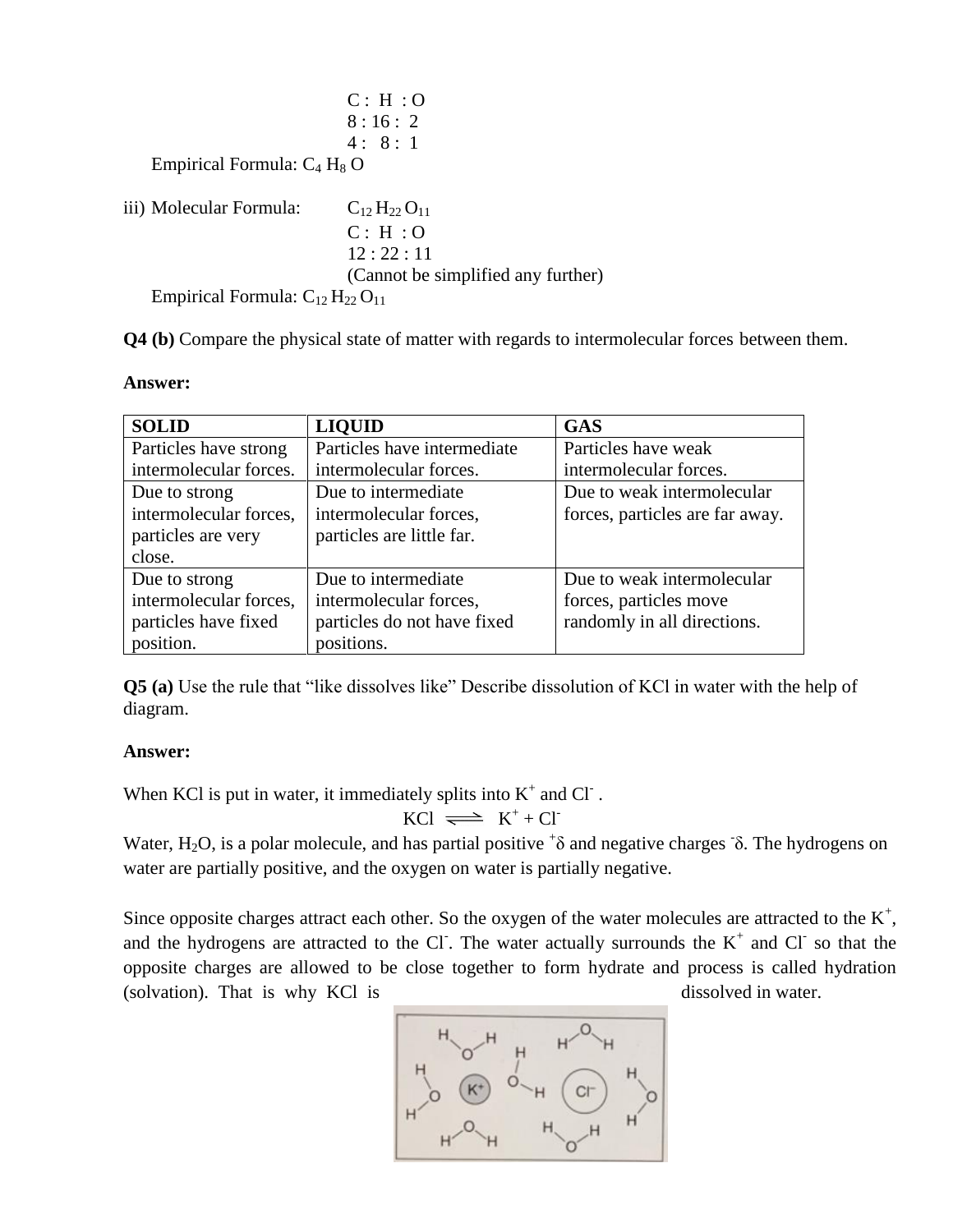C : H : O
8 : 16 : 2
4 : 8 : 1

Empirical Formula: $C_4H_8O$

iii) Molecular Formula: $C_{12}H_{22}O_{11}$

C : H : O
12 : 22 : 11
(Cannot be simplified any further)

Empirical Formula: $C_{12}H_{22}O_{11}$

**Q4 (b)** Compare the physical state of matter with regards to intermolecular forces between them.

**Answer:**

| **SOLID** | **LIQUID** | **GAS** |
|---|---|---|
| Particles have strong intermolecular forces. | Particles have intermediate intermolecular forces. | Particles have weak intermolecular forces. |
| Due to strong intermolecular forces, particles are very close. | Due to intermediate intermolecular forces, particles are little far. | Due to weak intermolecular forces, particles are far away. |
| Due to strong intermolecular forces, particles have fixed position. | Due to intermediate intermolecular forces, particles do not have fixed positions. | Due to weak intermolecular forces, particles move randomly in all directions. |

**Q5 (a)** Use the rule that "like dissolves like" Describe dissolution of KCl in water with the help of diagram.

**Answer:**

When KCl is put in water, it immediately splits into $K^+$ and $Cl^-$ .

$$KCl \rightleftharpoons K^+ + Cl^-$$

Water, $H_2O$, is a polar molecule, and has partial positive $^+\delta$ and negative charges $^-\delta$. The hydrogens on water are partially positive, and the oxygen on water is partially negative.

Since opposite charges attract each other. So the oxygen of the water molecules are attracted to the $K^+$, and the hydrogens are attracted to the $Cl^-$. The water actually surrounds the $K^+$ and $Cl^-$ so that the opposite charges are allowed to be close together to form hydrate and process is called hydration (solvation). That is why KCl is dissolved in water.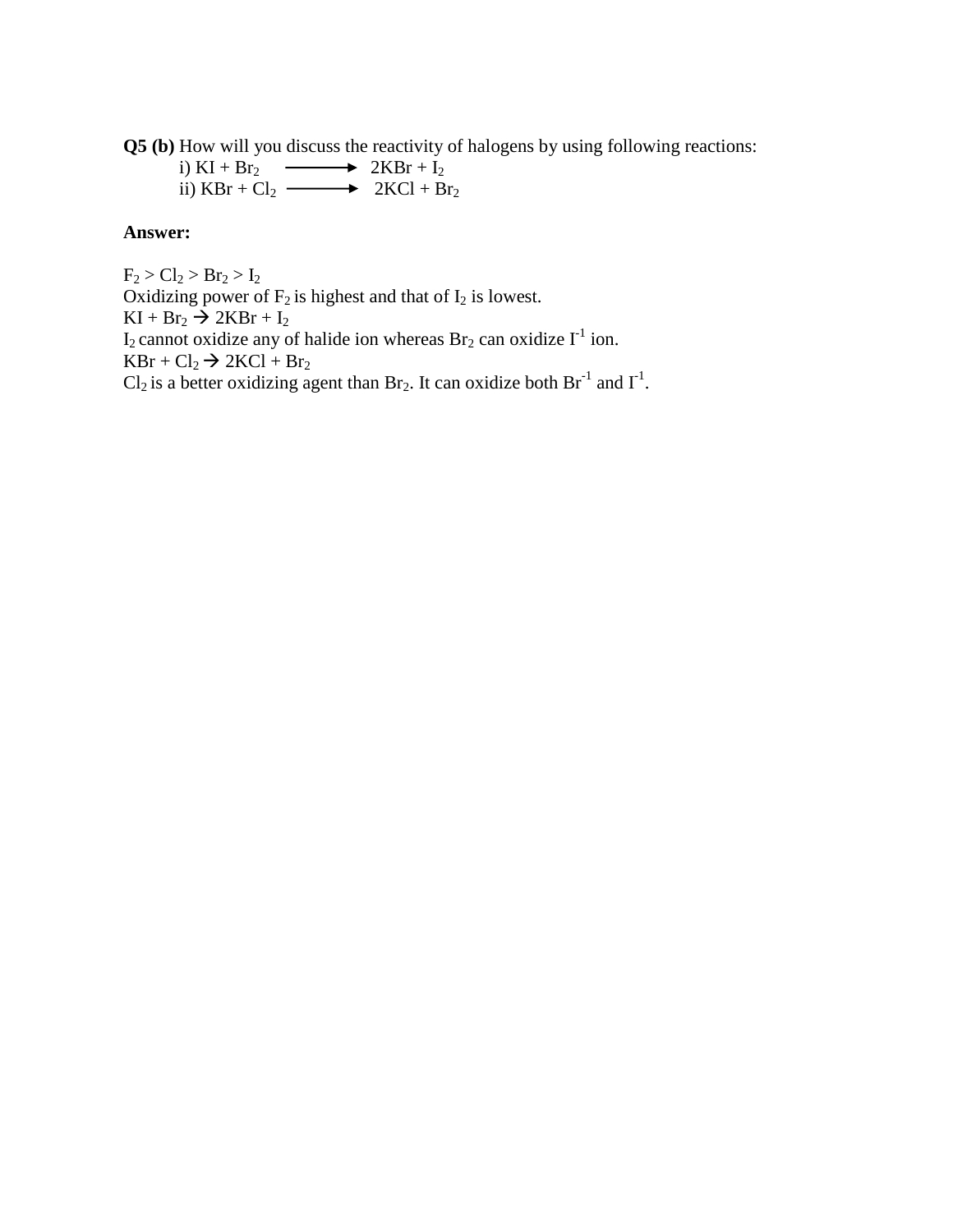**Q5 (b)** How will you discuss the reactivity of halogens by using following reactions:

i) $KI + Br_2 \longrightarrow 2KBr + I_2$

ii) $KBr + Cl_2 \longrightarrow 2KCl + Br_2$

**Answer:**

$F_2 > Cl_2 > Br_2 > I_2$

Oxidizing power of $F_2$ is highest and that of $I_2$ is lowest.

$KI + Br_2 \rightarrow 2KBr + I_2$

$I_2$ cannot oxidize any of halide ion whereas $Br_2$ can oxidize $I^{-1}$ ion.

$KBr + Cl_2 \rightarrow 2KCl + Br_2$

$Cl_2$ is a better oxidizing agent than $Br_2$. It can oxidize both $Br^{-1}$ and $I^{-1}$.